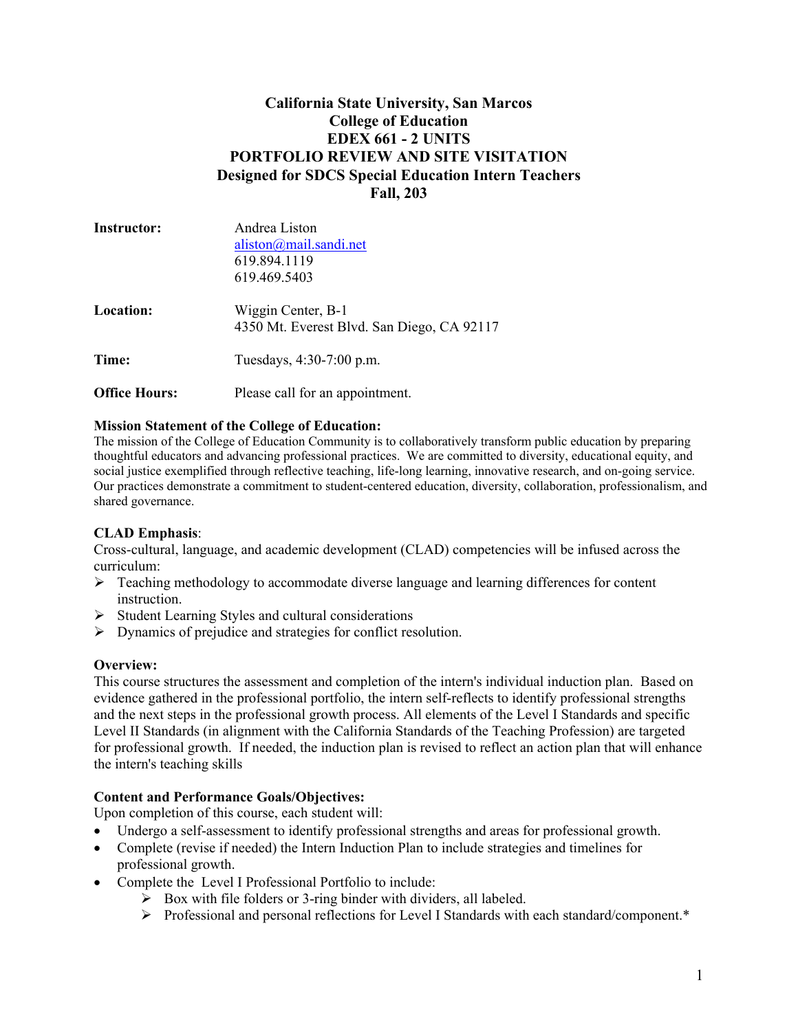# California State University, San Marcos
## College of Education
## EDEX 661 - 2 UNITS
## PORTFOLIO REVIEW AND SITE VISITATION
## Designed for SDCS Special Education Intern Teachers
## Fall, 203

| | |
|---|---|
| **Instructor:** | Andrea Liston<br>aliston@mail.sandi.net<br>619.894.1119<br>619.469.5403 |
| **Location:** | Wiggin Center, B-1<br>4350 Mt. Everest Blvd. San Diego, CA 92117 |
| **Time:** | Tuesdays, 4:30-7:00 p.m. |
| **Office Hours:** | Please call for an appointment. |

**Mission Statement of the College of Education:**
The mission of the College of Education Community is to collaboratively transform public education by preparing thoughtful educators and advancing professional practices. We are committed to diversity, educational equity, and social justice exemplified through reflective teaching, life-long learning, innovative research, and on-going service. Our practices demonstrate a commitment to student-centered education, diversity, collaboration, professionalism, and shared governance.

**CLAD Emphasis**:
Cross-cultural, language, and academic development (CLAD) competencies will be infused across the curriculum:

- Teaching methodology to accommodate diverse language and learning differences for content instruction.
- Student Learning Styles and cultural considerations
- Dynamics of prejudice and strategies for conflict resolution.

**Overview:**
This course structures the assessment and completion of the intern's individual induction plan. Based on evidence gathered in the professional portfolio, the intern self-reflects to identify professional strengths and the next steps in the professional growth process. All elements of the Level I Standards and specific Level II Standards (in alignment with the California Standards of the Teaching Profession) are targeted for professional growth. If needed, the induction plan is revised to reflect an action plan that will enhance the intern's teaching skills

**Content and Performance Goals/Objectives:**
Upon completion of this course, each student will:

- Undergo a self-assessment to identify professional strengths and areas for professional growth.
- Complete (revise if needed) the Intern Induction Plan to include strategies and timelines for professional growth.
- Complete the Level I Professional Portfolio to include:
  - Box with file folders or 3-ring binder with dividers, all labeled.
  - Professional and personal reflections for Level I Standards with each standard/component.*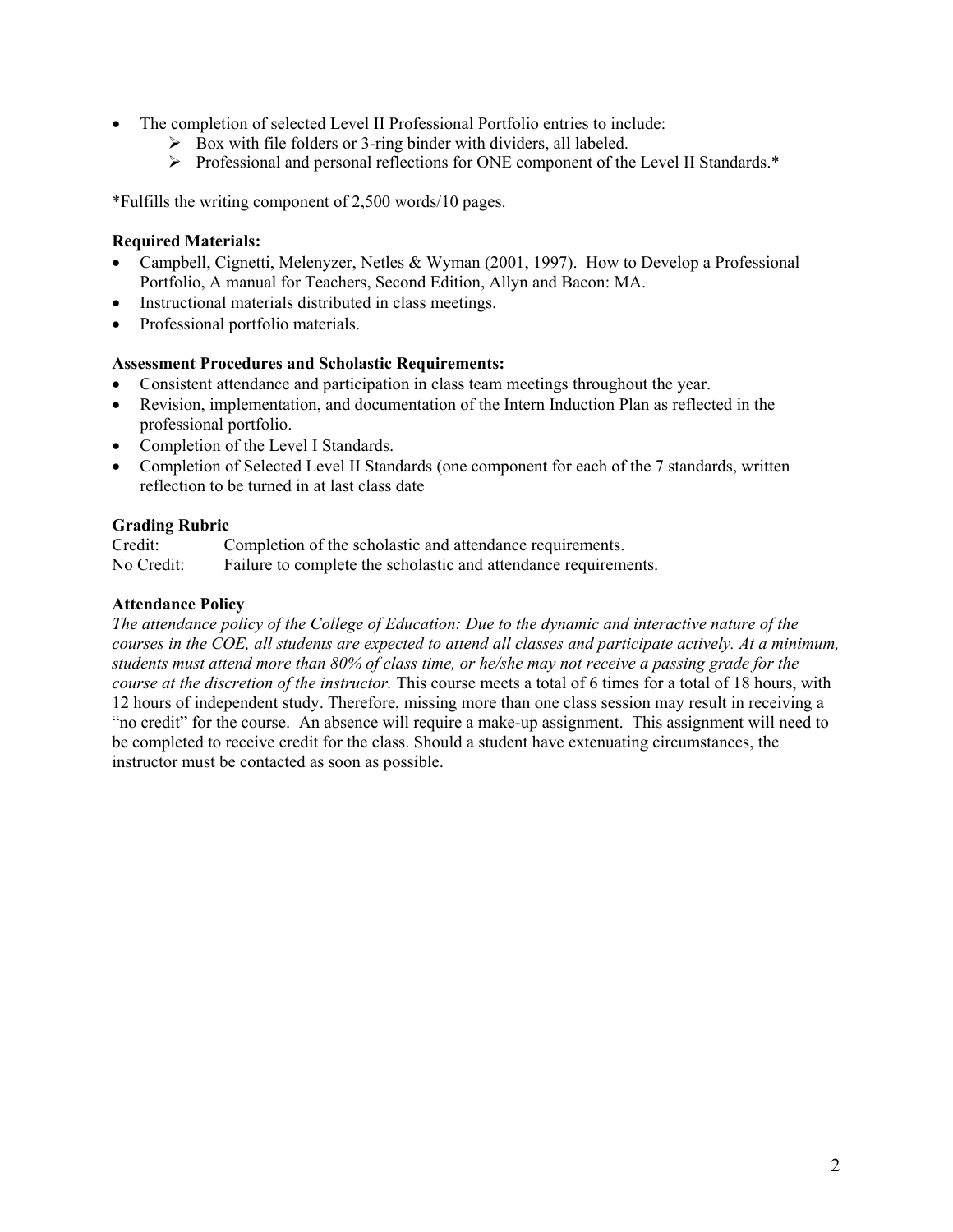- The completion of selected Level II Professional Portfolio entries to include:
  - Box with file folders or 3-ring binder with dividers, all labeled.
  - Professional and personal reflections for ONE component of the Level II Standards.*

*Fulfills the writing component of 2,500 words/10 pages.

**Required Materials:**

- Campbell, Cignetti, Melenyzer, Netles & Wyman (2001, 1997). How to Develop a Professional Portfolio, A manual for Teachers, Second Edition, Allyn and Bacon: MA.
- Instructional materials distributed in class meetings.
- Professional portfolio materials.

**Assessment Procedures and Scholastic Requirements:**

- Consistent attendance and participation in class team meetings throughout the year.
- Revision, implementation, and documentation of the Intern Induction Plan as reflected in the professional portfolio.
- Completion of the Level I Standards.
- Completion of Selected Level II Standards (one component for each of the 7 standards, written reflection to be turned in at last class date

**Grading Rubric**

Credit: Completion of the scholastic and attendance requirements.
No Credit: Failure to complete the scholastic and attendance requirements.

**Attendance Policy**

*The attendance policy of the College of Education: Due to the dynamic and interactive nature of the courses in the COE, all students are expected to attend all classes and participate actively. At a minimum, students must attend more than 80% of class time, or he/she may not receive a passing grade for the course at the discretion of the instructor.* This course meets a total of 6 times for a total of 18 hours, with 12 hours of independent study. Therefore, missing more than one class session may result in receiving a "no credit" for the course. An absence will require a make-up assignment. This assignment will need to be completed to receive credit for the class. Should a student have extenuating circumstances, the instructor must be contacted as soon as possible.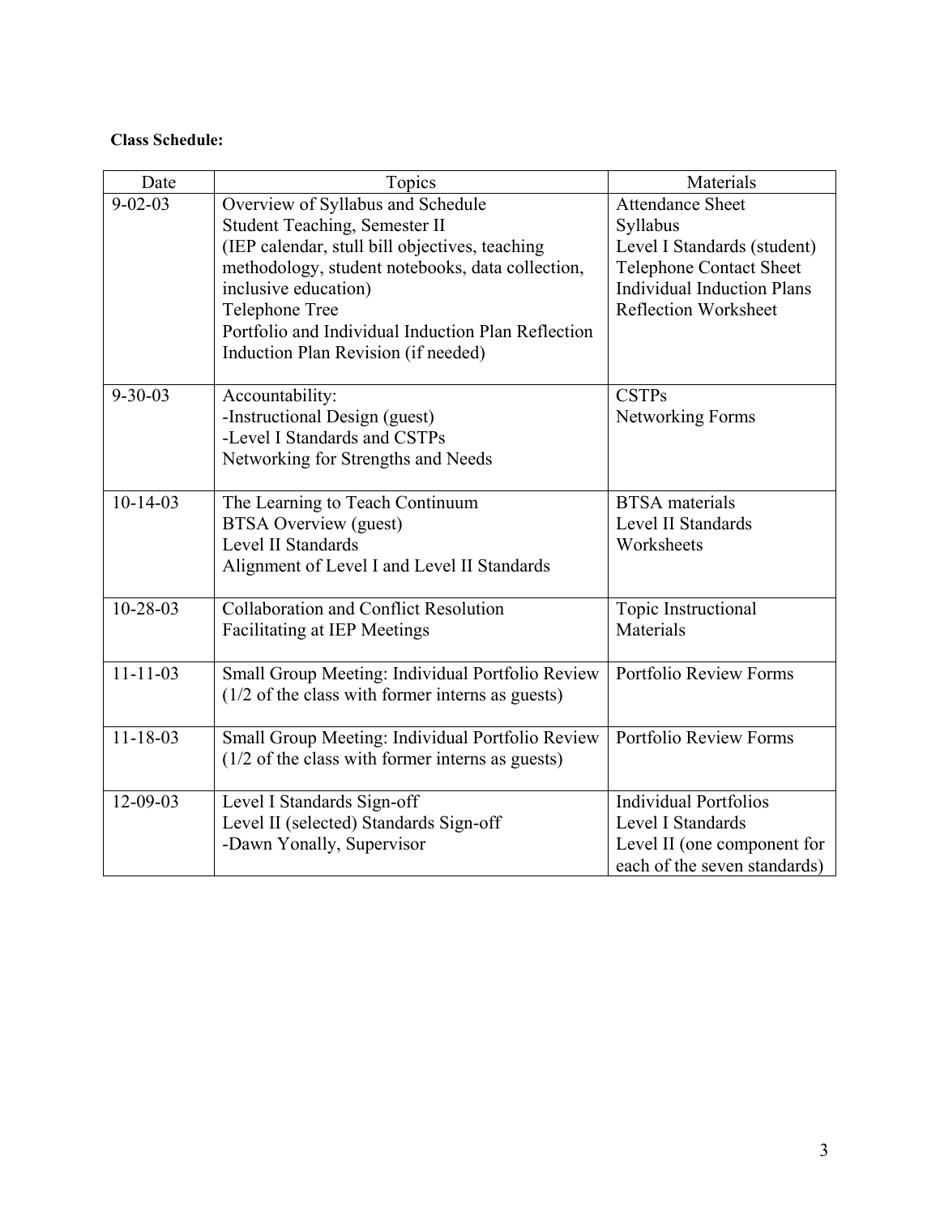**Class Schedule:**

| Date | Topics | Materials |
|---|---|---|
| 9-02-03 | Overview of Syllabus and Schedule<br>Student Teaching, Semester II<br>(IEP calendar, stull bill objectives, teaching methodology, student notebooks, data collection, inclusive education)<br>Telephone Tree<br>Portfolio and Individual Induction Plan Reflection<br>Induction Plan Revision (if needed) | Attendance Sheet<br>Syllabus<br>Level I Standards (student)<br>Telephone Contact Sheet<br>Individual Induction Plans<br>Reflection Worksheet |
| 9-30-03 | Accountability:<br>-Instructional Design (guest)<br>-Level I Standards and CSTPs<br>Networking for Strengths and Needs | CSTPs<br>Networking Forms |
| 10-14-03 | The Learning to Teach Continuum<br>BTSA Overview (guest)<br>Level II Standards<br>Alignment of Level I and Level II Standards | BTSA materials<br>Level II Standards<br>Worksheets |
| 10-28-03 | Collaboration and Conflict Resolution<br>Facilitating at IEP Meetings | Topic Instructional Materials |
| 11-11-03 | Small Group Meeting: Individual Portfolio Review (1/2 of the class with former interns as guests) | Portfolio Review Forms |
| 11-18-03 | Small Group Meeting: Individual Portfolio Review (1/2 of the class with former interns as guests) | Portfolio Review Forms |
| 12-09-03 | Level I Standards Sign-off<br>Level II (selected) Standards Sign-off<br>-Dawn Yonally, Supervisor | Individual Portfolios<br>Level I Standards<br>Level II (one component for each of the seven standards) |